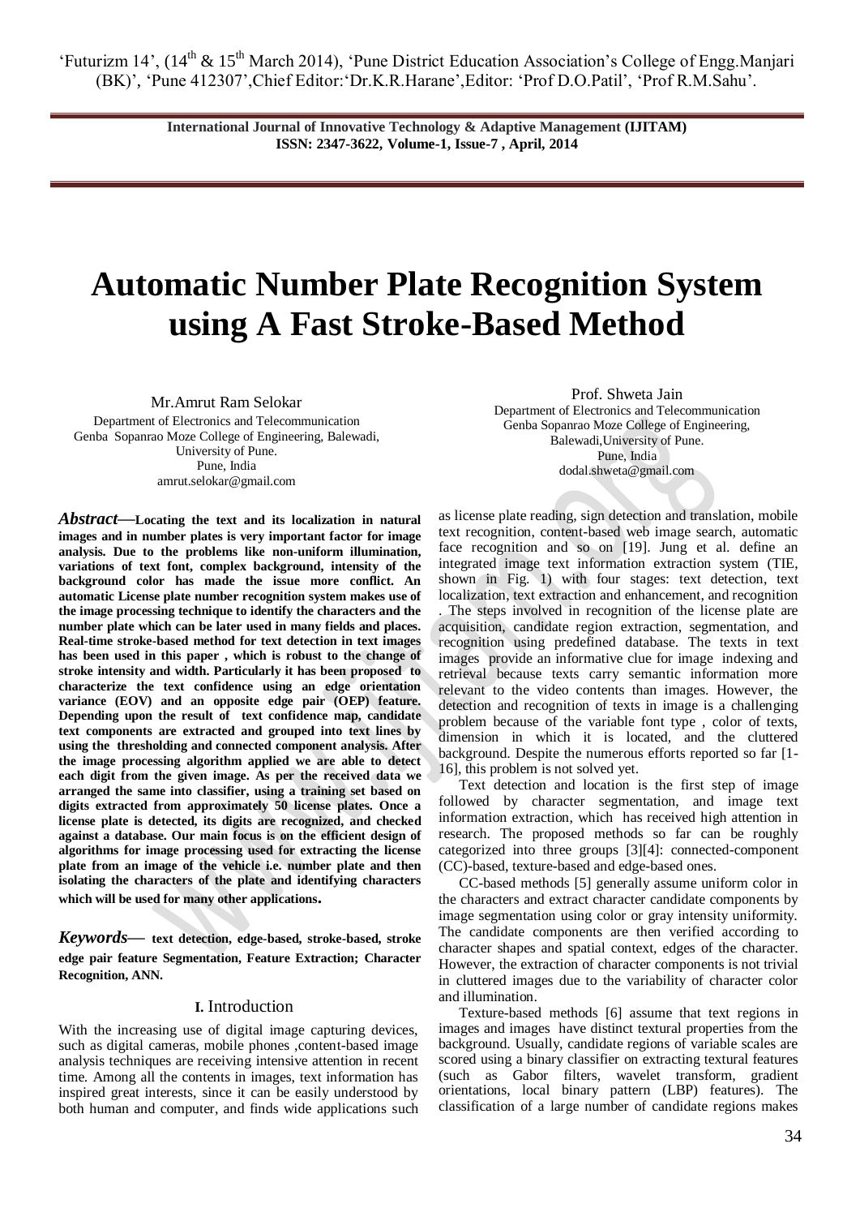# Automatic Number Plate Recognition System using A Fast Stroke-Based Method

Mr.Amrut Ram Selokar
Department of Electronics and Telecommunication
Genba Sopanrao Moze College of Engineering, Balewadi,
University of Pune.
Pune, India
amrut.selokar@gmail.com

Prof. Shweta Jain
Department of Electronics and Telecommunication
Genba Sopanrao Moze College of Engineering,
Balewadi,University of Pune.
Pune, India
dodal.shweta@gmail.com

***Abstract*—Locating the text and its localization in natural images and in number plates is very important factor for image analysis. Due to the problems like non-uniform illumination, variations of text font, complex background, intensity of the background color has made the issue more conflict. An automatic License plate number recognition system makes use of the image processing technique to identify the characters and the number plate which can be later used in many fields and places. Real-time stroke-based method for text detection in text images has been used in this paper , which is robust to the change of stroke intensity and width. Particularly it has been proposed to characterize the text confidence using an edge orientation variance (EOV) and an opposite edge pair (OEP) feature. Depending upon the result of text confidence map, candidate text components are extracted and grouped into text lines by using the thresholding and connected component analysis. After the image processing algorithm applied we are able to detect each digit from the given image. As per the received data we arranged the same into classifier, using a training set based on digits extracted from approximately 50 license plates. Once a license plate is detected, its digits are recognized, and checked against a database. Our main focus is on the efficient design of algorithms for image processing used for extracting the license plate from an image of the vehicle i.e. number plate and then isolating the characters of the plate and identifying characters which will be used for many other applications.**

***Keywords*— text detection, edge-based, stroke-based, stroke edge pair feature Segmentation, Feature Extraction; Character Recognition, ANN.**

## I. Introduction

With the increasing use of digital image capturing devices, such as digital cameras, mobile phones ,content-based image analysis techniques are receiving intensive attention in recent time. Among all the contents in images, text information has inspired great interests, since it can be easily understood by both human and computer, and finds wide applications such as license plate reading, sign detection and translation, mobile text recognition, content-based web image search, automatic face recognition and so on [19]. Jung et al. define an integrated image text information extraction system (TIE, shown in Fig. 1) with four stages: text detection, text localization, text extraction and enhancement, and recognition . The steps involved in recognition of the license plate are acquisition, candidate region extraction, segmentation, and recognition using predefined database. The texts in text images provide an informative clue for image indexing and retrieval because texts carry semantic information more relevant to the video contents than images. However, the detection and recognition of texts in image is a challenging problem because of the variable font type , color of texts, dimension in which it is located, and the cluttered background. Despite the numerous efforts reported so far [1-16], this problem is not solved yet.

Text detection and location is the first step of image followed by character segmentation, and image text information extraction, which has received high attention in research. The proposed methods so far can be roughly categorized into three groups [3][4]: connected-component (CC)-based, texture-based and edge-based ones.

CC-based methods [5] generally assume uniform color in the characters and extract character candidate components by image segmentation using color or gray intensity uniformity. The candidate components are then verified according to character shapes and spatial context, edges of the character. However, the extraction of character components is not trivial in cluttered images due to the variability of character color and illumination.

Texture-based methods [6] assume that text regions in images and images have distinct textural properties from the background. Usually, candidate regions of variable scales are scored using a binary classifier on extracting textural features (such as Gabor filters, wavelet transform, gradient orientations, local binary pattern (LBP) features). The classification of a large number of candidate regions makes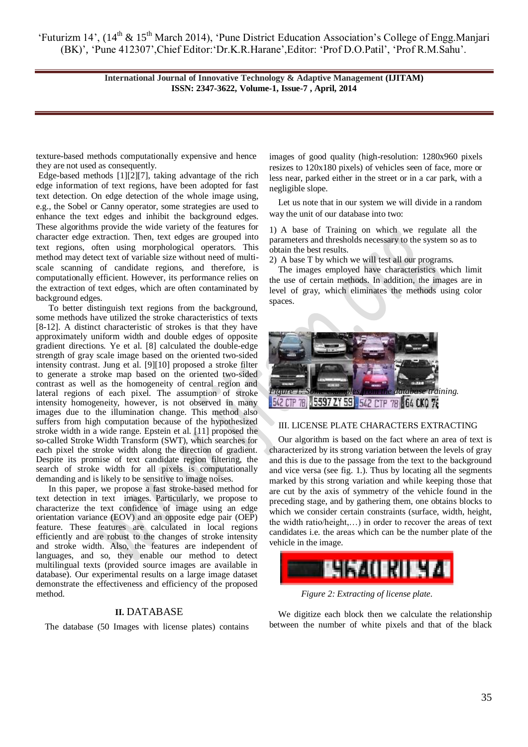texture-based methods computationally expensive and hence they are not used as consequently.

Edge-based methods [1][2][7], taking advantage of the rich edge information of text regions, have been adopted for fast text detection. On edge detection of the whole image using, e.g., the Sobel or Canny operator, some strategies are used to enhance the text edges and inhibit the background edges. These algorithms provide the wide variety of the features for character edge extraction. Then, text edges are grouped into text regions, often using morphological operators. This method may detect text of variable size without need of multi-scale scanning of candidate regions, and therefore, is computationally efficient. However, its performance relies on the extraction of text edges, which are often contaminated by background edges.

To better distinguish text regions from the background, some methods have utilized the stroke characteristics of texts [8-12]. A distinct characteristic of strokes is that they have approximately uniform width and double edges of opposite gradient directions. Ye et al. [8] calculated the double-edge strength of gray scale image based on the oriented two-sided intensity contrast. Jung et al. [9][10] proposed a stroke filter to generate a stroke map based on the oriented two-sided contrast as well as the homogeneity of central region and lateral regions of each pixel. The assumption of stroke intensity homogeneity, however, is not observed in many images due to the illumination change. This method also suffers from high computation because of the hypothesized stroke width in a wide range. Epstein et al. [11] proposed the so-called Stroke Width Transform (SWT), which searches for each pixel the stroke width along the direction of gradient. Despite its promise of text candidate region filtering, the search of stroke width for all pixels is computationally demanding and is likely to be sensitive to image noises.

In this paper, we propose a fast stroke-based method for text detection in text images. Particularly, we propose to characterize the text confidence of image using an edge orientation variance (EOV) and an opposite edge pair (OEP) feature. These features are calculated in local regions efficiently and are robust to the changes of stroke intensity and stroke width. Also, the features are independent of languages, and so, they enable our method to detect multilingual texts (provided source images are available in database). Our experimental results on a large image dataset demonstrate the effectiveness and efficiency of the proposed method.

## II. DATABASE

The database (50 Images with license plates) contains images of good quality (high-resolution: 1280x960 pixels resizes to 120x180 pixels) of vehicles seen of face, more or less near, parked either in the street or in a car park, with a negligible slope.

Let us note that in our system we will divide in a random way the unit of our database into two:

1) A base of Training on which we regulate all the parameters and thresholds necessary to the system so as to obtain the best results.
2) A base T by which we will test all our programs.

The images employed have characteristics which limit the use of certain methods. In addition, the images are in level of gray, which eliminates the methods using color spaces.

*Figure 1: Some examples from the database training.*

## III. LICENSE PLATE CHARACTERS EXTRACTING

Our algorithm is based on the fact where an area of text is characterized by its strong variation between the levels of gray and this is due to the passage from the text to the background and vice versa (see fig. 1.). Thus by locating all the segments marked by this strong variation and while keeping those that are cut by the axis of symmetry of the vehicle found in the preceding stage, and by gathering them, one obtains blocks to which we consider certain constraints (surface, width, height, the width ratio/height,…) in order to recover the areas of text candidates i.e. the areas which can be the number plate of the vehicle in the image.

*Figure 2: Extracting of license plate.*

We digitize each block then we calculate the relationship between the number of white pixels and that of the black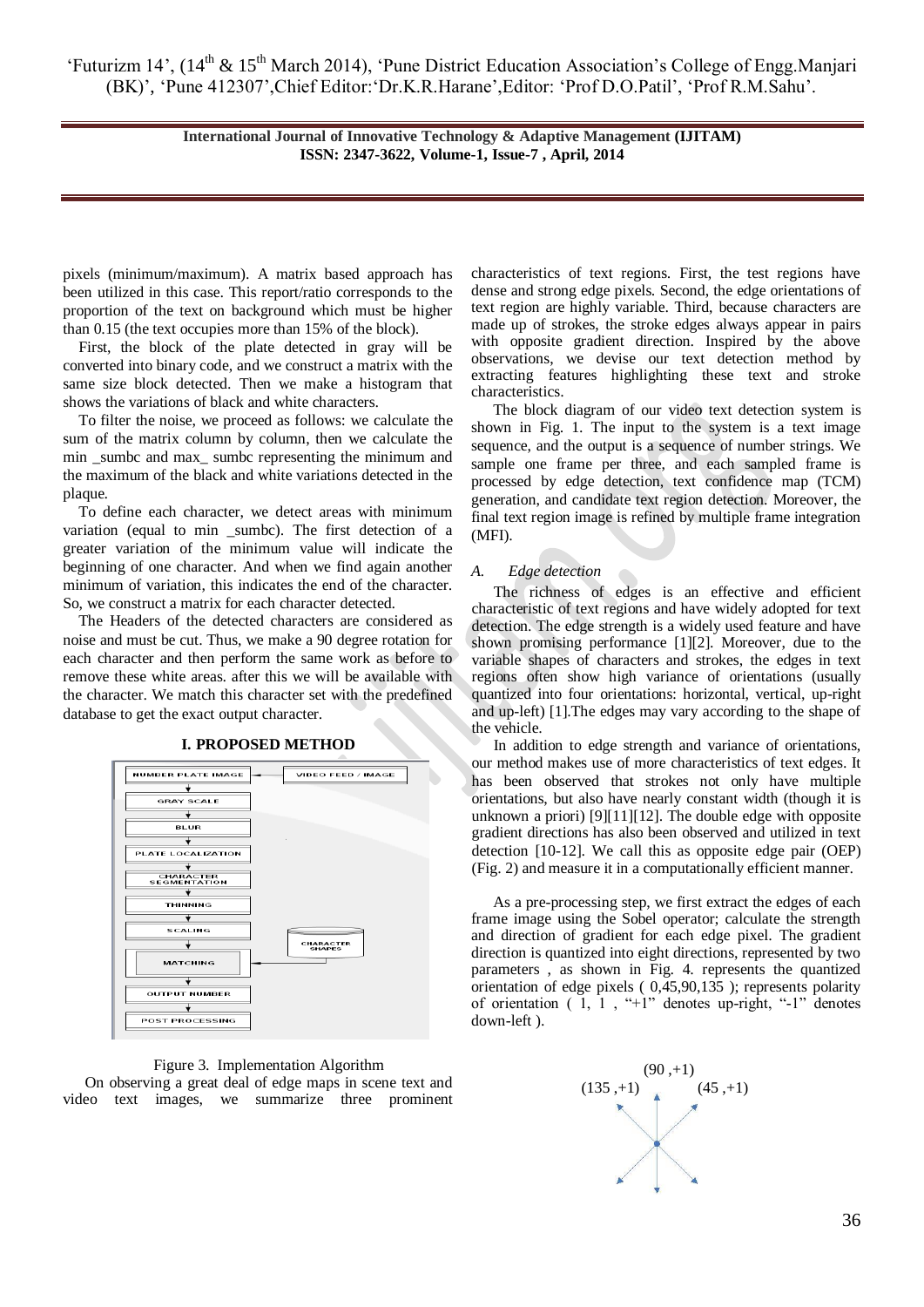pixels (minimum/maximum). A matrix based approach has been utilized in this case. This report/ratio corresponds to the proportion of the text on background which must be higher than 0.15 (the text occupies more than 15% of the block).

First, the block of the plate detected in gray will be converted into binary code, and we construct a matrix with the same size block detected. Then we make a histogram that shows the variations of black and white characters.

To filter the noise, we proceed as follows: we calculate the sum of the matrix column by column, then we calculate the min _sumbc and max_ sumbc representing the minimum and the maximum of the black and white variations detected in the plaque.

To define each character, we detect areas with minimum variation (equal to min _sumbc). The first detection of a greater variation of the minimum value will indicate the beginning of one character. And when we find again another minimum of variation, this indicates the end of the character. So, we construct a matrix for each character detected.

The Headers of the detected characters are considered as noise and must be cut. Thus, we make a 90 degree rotation for each character and then perform the same work as before to remove these white areas. after this we will be available with the character. We match this character set with the predefined database to get the exact output character.

## I. PROPOSED METHOD

NUMBER PLATE IMAGE ← VIDEO FEED / IMAGE
↓
GRAY SCALE
↓
BLUR
↓
PLATE LOCALIZATION
↓
CHARACTER SEGMENTATION
↓
THINNING
↓
SCALING
↓
MATCHING ← CHARACTER SHAPES
↓
OUTPUT NUMBER
↓
POST PROCESSING

Figure 3. Implementation Algorithm

On observing a great deal of edge maps in scene text and video text images, we summarize three prominent characteristics of text regions. First, the test regions have dense and strong edge pixels. Second, the edge orientations of text region are highly variable. Third, because characters are made up of strokes, the stroke edges always appear in pairs with opposite gradient direction. Inspired by the above observations, we devise our text detection method by extracting features highlighting these text and stroke characteristics.

The block diagram of our video text detection system is shown in Fig. 1. The input to the system is a text image sequence, and the output is a sequence of number strings. We sample one frame per three, and each sampled frame is processed by edge detection, text confidence map (TCM) generation, and candidate text region detection. Moreover, the final text region image is refined by multiple frame integration (MFI).

### *A. Edge detection*

The richness of edges is an effective and efficient characteristic of text regions and have widely adopted for text detection. The edge strength is a widely used feature and have shown promising performance [1][2]. Moreover, due to the variable shapes of characters and strokes, the edges in text regions often show high variance of orientations (usually quantized into four orientations: horizontal, vertical, up-right and up-left) [1].The edges may vary according to the shape of the vehicle.

In addition to edge strength and variance of orientations, our method makes use of more characteristics of text edges. It has been observed that strokes not only have multiple orientations, but also have nearly constant width (though it is unknown a priori) [9][11][12]. The double edge with opposite gradient directions has also been observed and utilized in text detection [10-12]. We call this as opposite edge pair (OEP) (Fig. 2) and measure it in a computationally efficient manner.

As a pre-processing step, we first extract the edges of each frame image using the Sobel operator; calculate the strength and direction of gradient for each edge pixel. The gradient direction is quantized into eight directions, represented by two parameters , as shown in Fig. 4. represents the quantized orientation of edge pixels ( 0,45,90,135 ); represents polarity of orientation ( 1, 1 , "+1" denotes up-right, "-1" denotes down-left ).

(90 ,+1)
(135 ,+1) (45 ,+1)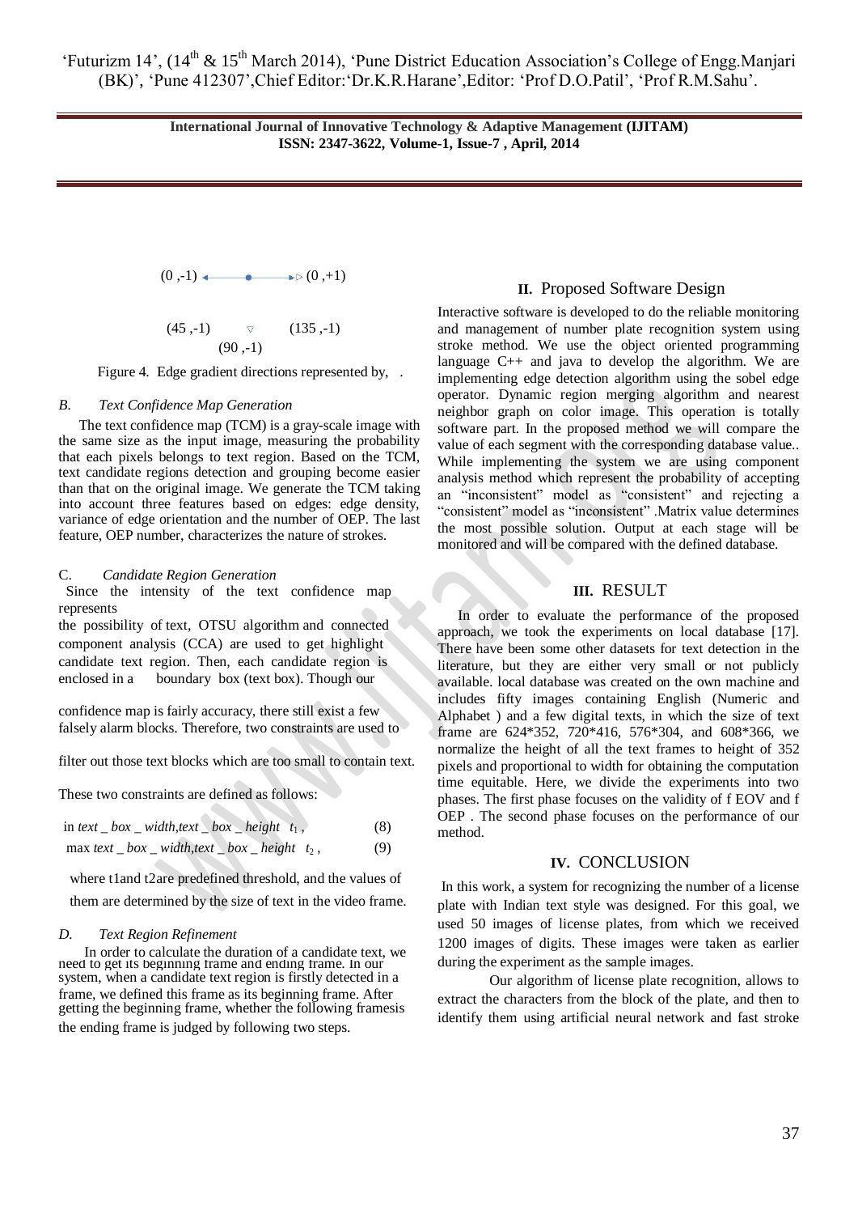(0 ,-1) ◄———●———▷ (0 ,+1)

(45 ,-1) ▽ (135 ,-1)

(90 ,-1)

Figure 4. Edge gradient directions represented by, .

*B. Text Confidence Map Generation*

The text confidence map (TCM) is a gray-scale image with the same size as the input image, measuring the probability that each pixels belongs to text region. Based on the TCM, text candidate regions detection and grouping become easier than that on the original image. We generate the TCM taking into account three features based on edges: edge density, variance of edge orientation and the number of OEP. The last feature, OEP number, characterizes the nature of strokes.

C. *Candidate Region Generation*

Since the intensity of the text confidence map represents the possibility of text, OTSU algorithm and connected component analysis (CCA) are used to get highlight candidate text region. Then, each candidate region is enclosed in a boundary box (text box). Though our confidence map is fairly accuracy, there still exist a few falsely alarm blocks. Therefore, two constraints are used to filter out those text blocks which are too small to contain text.

These two constraints are defined as follows:

$$\text{in } text\_box\_width, text\_box\_height \quad t_1 , \tag{8}$$

$$\max text\_box\_width, text\_box\_height \quad t_2 , \tag{9}$$

where t1and t2are predefined threshold, and the values of them are determined by the size of text in the video frame.

*D. Text Region Refinement*

In order to calculate the duration of a candidate text, we need to get its beginning frame and ending frame. In our system, when a candidate text region is firstly detected in a frame, we defined this frame as its beginning frame. After getting the beginning frame, whether the following framesis the ending frame is judged by following two steps.

## II. Proposed Software Design

Interactive software is developed to do the reliable monitoring and management of number plate recognition system using stroke method. We use the object oriented programming language C++ and java to develop the algorithm. We are implementing edge detection algorithm using the sobel edge operator. Dynamic region merging algorithm and nearest neighbor graph on color image. This operation is totally software part. In the proposed method we will compare the value of each segment with the corresponding database value.. While implementing the system we are using component analysis method which represent the probability of accepting an "inconsistent" model as "consistent" and rejecting a "consistent" model as "inconsistent" .Matrix value determines the most possible solution. Output at each stage will be monitored and will be compared with the defined database.

## III. RESULT

In order to evaluate the performance of the proposed approach, we took the experiments on local database [17]. There have been some other datasets for text detection in the literature, but they are either very small or not publicly available. local database was created on the own machine and includes fifty images containing English (Numeric and Alphabet ) and a few digital texts, in which the size of text frame are 624*352, 720*416, 576*304, and 608*366, we normalize the height of all the text frames to height of 352 pixels and proportional to width for obtaining the computation time equitable. Here, we divide the experiments into two phases. The first phase focuses on the validity of f EOV and f OEP . The second phase focuses on the performance of our method.

## IV. CONCLUSION

In this work, a system for recognizing the number of a license plate with Indian text style was designed. For this goal, we used 50 images of license plates, from which we received 1200 images of digits. These images were taken as earlier during the experiment as the sample images.

Our algorithm of license plate recognition, allows to extract the characters from the block of the plate, and then to identify them using artificial neural network and fast stroke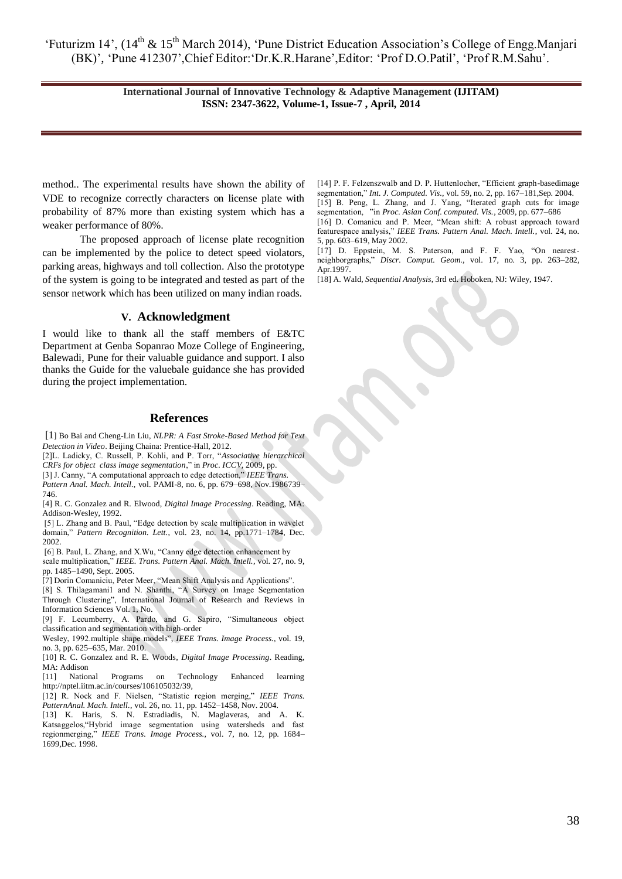method.. The experimental results have shown the ability of VDE to recognize correctly characters on license plate with probability of 87% more than existing system which has a weaker performance of 80%.

The proposed approach of license plate recognition can be implemented by the police to detect speed violators, parking areas, highways and toll collection. Also the prototype of the system is going to be integrated and tested as part of the sensor network which has been utilized on many indian roads.

## V. Acknowledgment

I would like to thank all the staff members of E&TC Department at Genba Sopanrao Moze College of Engineering, Balewadi, Pune for their valuable guidance and support. I also thanks the Guide for the valuebale guidance she has provided during the project implementation.

## References

[1] Bo Bai and Cheng-Lin Liu, *NLPR: A Fast Stroke-Based Method for Text Detection in Video*. Beijing Chaina: Prentice-Hall, 2012.

[2]L. Ladicky, C. Russell, P. Kohli, and P. Torr, "*Associative hierarchical CRFs for object class image segmentation*," in *Proc. ICCV*, 2009, pp.

[3] J. Canny, "A computational approach to edge detection," *IEEE Trans. Pattern Anal. Mach. Intell.*, vol. PAMI-8, no. 6, pp. 679–698, Nov.1986739–746.

[4] R. C. Gonzalez and R. Elwood, *Digital Image Processing*. Reading, MA: Addison-Wesley, 1992.

[5] L. Zhang and B. Paul, "Edge detection by scale multiplication in wavelet domain," *Pattern Recognition. Lett.*, vol. 23, no. 14, pp.1771–1784, Dec. 2002.

[6] B. Paul, L. Zhang, and X.Wu, "Canny edge detection enhancement by scale multiplication," *IEEE. Trans. Pattern Anal. Mach. Intell.*, vol. 27, no. 9, pp. 1485–1490, Sept. 2005.

[7] Dorin Comaniciu, Peter Meer, "Mean Shift Analysis and Applications".

[8] S. Thilagamani1 and N. Shanthi, "A Survey on Image Segmentation Through Clustering", International Journal of Research and Reviews in Information Sciences Vol. 1, No.

[9] F. Lecumberry, A. Pardo, and G. Sapiro, "Simultaneous object classification and segmentation with high-order
Wesley, 1992.multiple shape models", *IEEE Trans. Image Process.*, vol. 19, no. 3, pp. 625–635, Mar. 2010.

[10] R. C. Gonzalez and R. E. Woods, *Digital Image Processing*. Reading, MA: Addison

[11] National Programs on Technology Enhanced learning http://nptel.iitm.ac.in/courses/106105032/39,

[12] R. Nock and F. Nielsen, "Statistic region merging," *IEEE Trans. PatternAnal. Mach. Intell.*, vol. 26, no. 11, pp. 1452–1458, Nov. 2004.

[13] K. Haris, S. N. Estradiadis, N. Maglaveras, and A. K. Katsaggelos,"Hybrid image segmentation using watersheds and fast regionmerging," *IEEE Trans. Image Process.*, vol. 7, no. 12, pp. 1684–1699,Dec. 1998.

[14] P. F. Felzenszwalb and D. P. Huttenlocher, "Efficient graph-basedimage segmentation," *Int. J. Computed. Vis.*, vol. 59, no. 2, pp. 167–181,Sep. 2004.

[15] B. Peng, L. Zhang, and J. Yang, "Iterated graph cuts for image segmentation, "in *Proc. Asian Conf. computed. Vis.*, 2009, pp. 677–686

[16] D. Comanicu and P. Meer, "Mean shift: A robust approach toward featurespace analysis," *IEEE Trans. Pattern Anal. Mach. Intell.*, vol. 24, no. 5, pp. 603–619, May 2002.

[17] D. Eppstein, M. S. Paterson, and F. F. Yao, "On nearest-neighborgraphs," *Discr. Comput. Geom.*, vol. 17, no. 3, pp. 263–282, Apr.1997.

[18] A. Wald, *Sequential Analysis*, 3rd ed. Hoboken, NJ: Wiley, 1947.